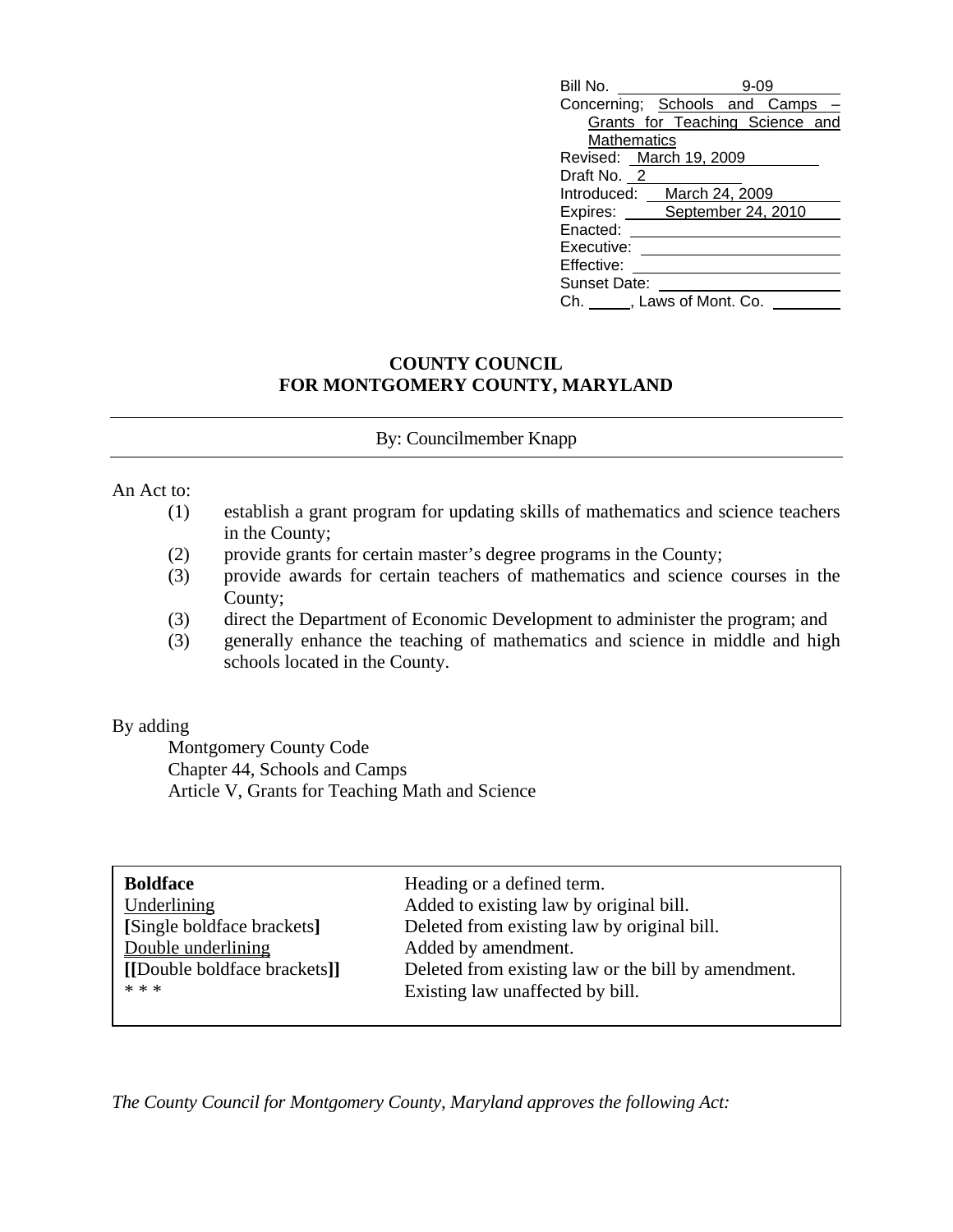Bill No. 9-09
Concerning; Schools and Camps – Grants for Teaching Science and Mathematics
Revised: March 19, 2009
Draft No. 2
Introduced: March 24, 2009
Expires: September 24, 2010
Enacted:
Executive:
Effective:
Sunset Date:
Ch. \_\_\_\_\_, Laws of Mont. Co.

**COUNTY COUNCIL**
**FOR MONTGOMERY COUNTY, MARYLAND**

By: Councilmember Knapp

An Act to:

(1) establish a grant program for updating skills of mathematics and science teachers in the County;
(2) provide grants for certain master's degree programs in the County;
(3) provide awards for certain teachers of mathematics and science courses in the County;
(3) direct the Department of Economic Development to administer the program; and
(3) generally enhance the teaching of mathematics and science in middle and high schools located in the County.

By adding
Montgomery County Code
Chapter 44, Schools and Camps
Article V, Grants for Teaching Math and Science

| | |
|---|---|
| **Boldface** | Heading or a defined term. |
| <u>Underlining</u> | Added to existing law by original bill. |
| **[**Single boldface brackets**]** | Deleted from existing law by original bill. |
| Double underlining | Added by amendment. |
| **[[**Double boldface brackets**]]** | Deleted from existing law or the bill by amendment. |
| * * * | Existing law unaffected by bill. |

*The County Council for Montgomery County, Maryland approves the following Act:*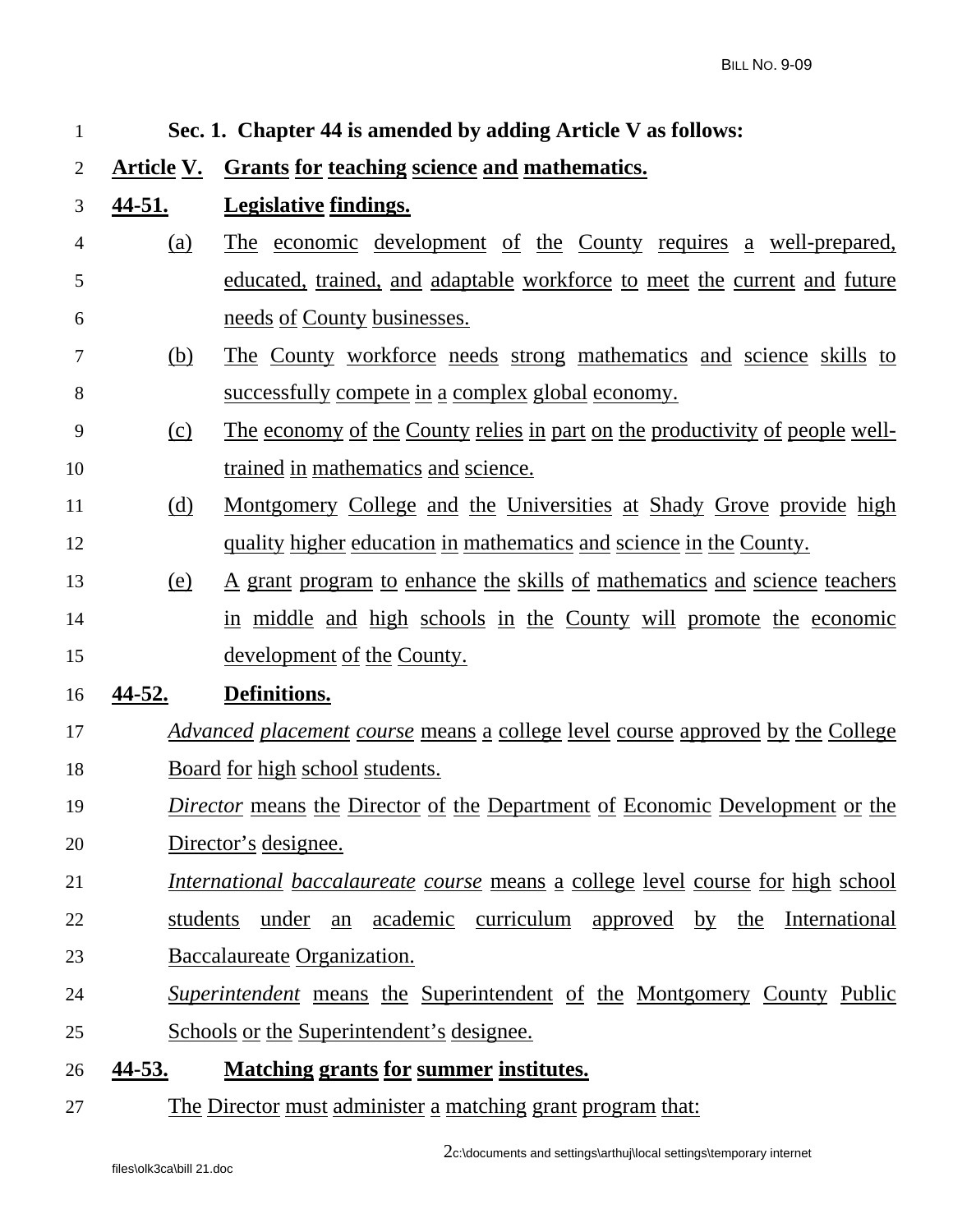**Sec. 1. Chapter 44 is amended by adding Article V as follows:**

**Article V. Grants for teaching science and mathematics.**

**44-51. Legislative findings.**

(a) The economic development of the County requires a well-prepared, educated, trained, and adaptable workforce to meet the current and future needs of County businesses.

(b) The County workforce needs strong mathematics and science skills to successfully compete in a complex global economy.

(c) The economy of the County relies in part on the productivity of people well-trained in mathematics and science.

(d) Montgomery College and the Universities at Shady Grove provide high quality higher education in mathematics and science in the County.

(e) A grant program to enhance the skills of mathematics and science teachers in middle and high schools in the County will promote the economic development of the County.

**44-52. Definitions.**

*Advanced placement course* means a college level course approved by the College Board for high school students.

*Director* means the Director of the Department of Economic Development or the Director's designee.

*International baccalaureate course* means a college level course for high school students under an academic curriculum approved by the International Baccalaureate Organization.

*Superintendent* means the Superintendent of the Montgomery County Public Schools or the Superintendent's designee.

**44-53. Matching grants for summer institutes.**

The Director must administer a matching grant program that: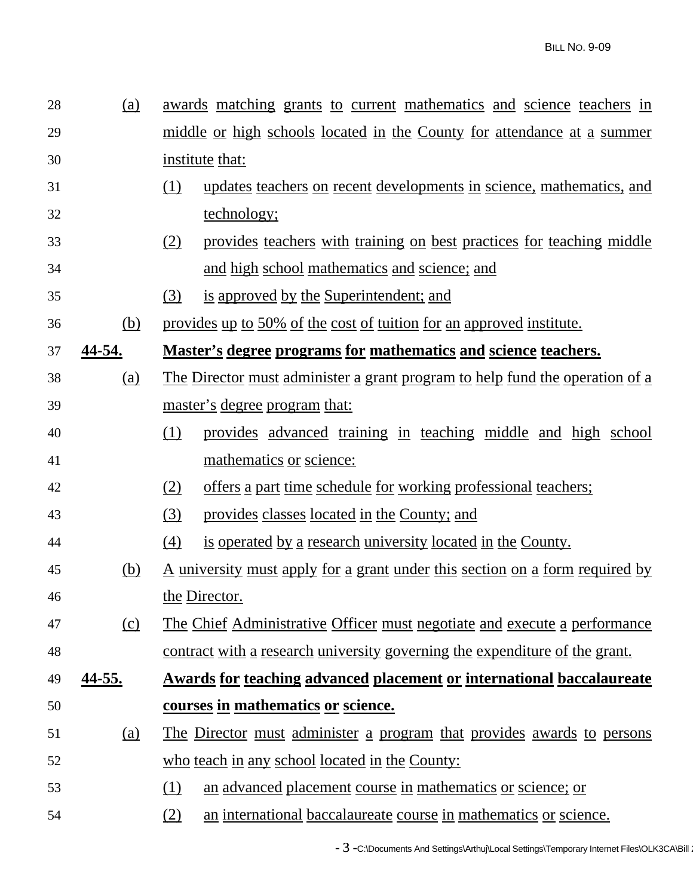(a) awards matching grants to current mathematics and science teachers in middle or high schools located in the County for attendance at a summer institute that:

(1) updates teachers on recent developments in science, mathematics, and technology;

(2) provides teachers with training on best practices for teaching middle and high school mathematics and science; and

(3) is approved by the Superintendent; and

(b) provides up to 50% of the cost of tuition for an approved institute.

**44-54. Master's degree programs for mathematics and science teachers.**

(a) The Director must administer a grant program to help fund the operation of a master's degree program that:

(1) provides advanced training in teaching middle and high school mathematics or science:

(2) offers a part time schedule for working professional teachers;

(3) provides classes located in the County; and

(4) is operated by a research university located in the County.

(b) A university must apply for a grant under this section on a form required by the Director.

(c) The Chief Administrative Officer must negotiate and execute a performance contract with a research university governing the expenditure of the grant.

**44-55. Awards for teaching advanced placement or international baccalaureate courses in mathematics or science.**

(a) The Director must administer a program that provides awards to persons who teach in any school located in the County:

(1) an advanced placement course in mathematics or science; or

(2) an international baccalaureate course in mathematics or science.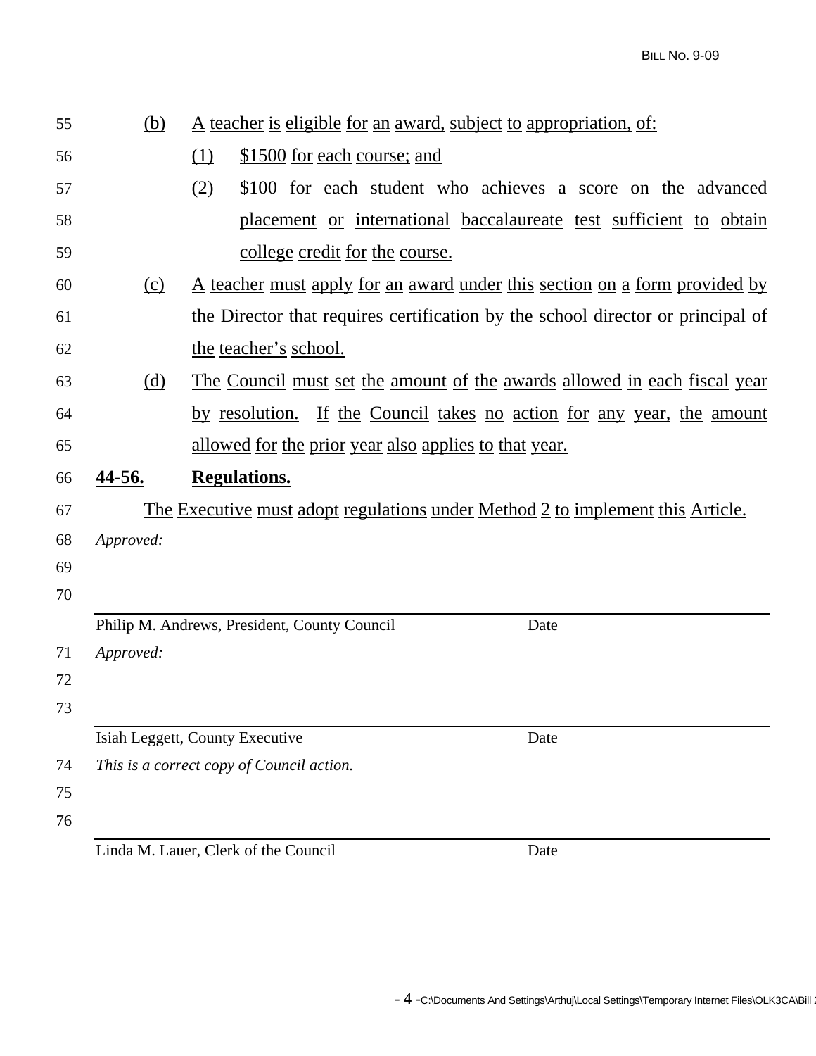(b) A teacher is eligible for an award, subject to appropriation, of:

(1) $1500 for each course; and

(2) $100 for each student who achieves a score on the advanced placement or international baccalaureate test sufficient to obtain college credit for the course.

(c) A teacher must apply for an award under this section on a form provided by the Director that requires certification by the school director or principal of the teacher's school.

(d) The Council must set the amount of the awards allowed in each fiscal year by resolution. If the Council takes no action for any year, the amount allowed for the prior year also applies to that year.

**44-56. Regulations.**

The Executive must adopt regulations under Method 2 to implement this Article.

*Approved:*

Philip M. Andrews, President, County Council  Date

*Approved:*

Isiah Leggett, County Executive  Date

*This is a correct copy of Council action.*

Linda M. Lauer, Clerk of the Council  Date